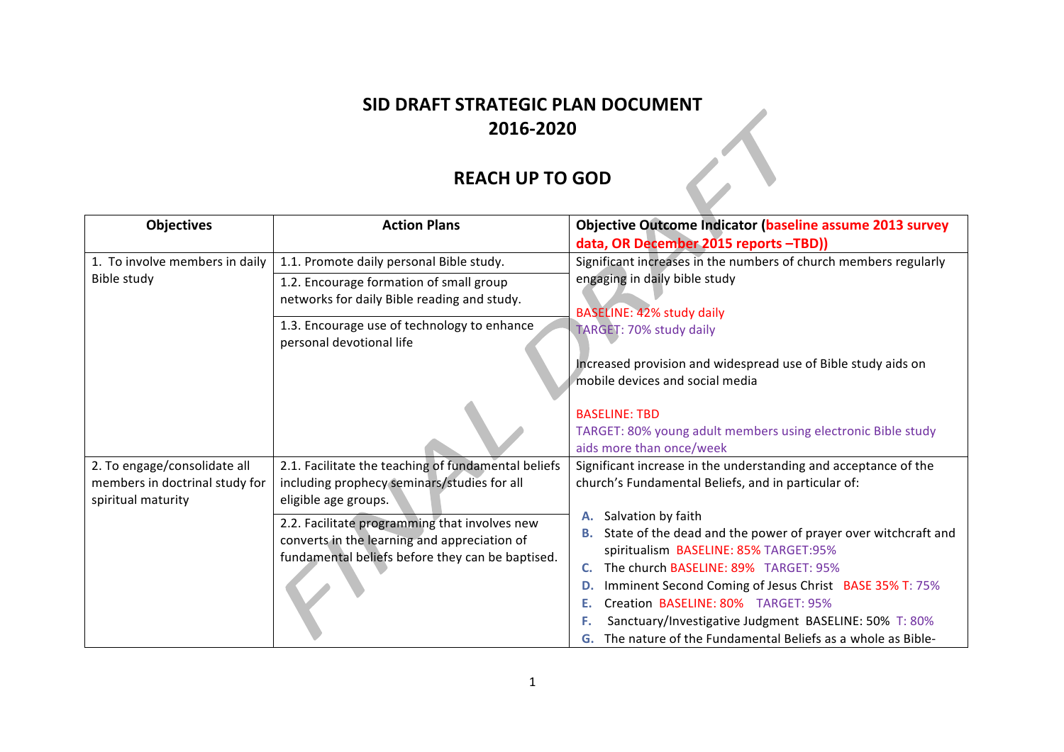# SID DRAFT STRATEGIC PLAN DOCUMENT
# 2016-2020

## REACH UP TO GOD

| Objectives | Action Plans | Objective Outcome Indicator (baseline assume 2013 survey data, OR December 2015 reports –TBD)) |
|---|---|---|
| 1. To involve members in daily Bible study | 1.1. Promote daily personal Bible study. | Significant increases in the numbers of church members regularly engaging in daily bible study<br><br>BASELINE: 42% study daily<br>TARGET: 70% study daily<br><br>Increased provision and widespread use of Bible study aids on mobile devices and social media<br><br>BASELINE: TBD<br>TARGET: 80% young adult members using electronic Bible study aids more than once/week |
| | 1.2. Encourage formation of small group networks for daily Bible reading and study. | |
| | 1.3. Encourage use of technology to enhance personal devotional life | |
| 2. To engage/consolidate all members in doctrinal study for spiritual maturity | 2.1. Facilitate the teaching of fundamental beliefs including prophecy seminars/studies for all eligible age groups. | Significant increase in the understanding and acceptance of the church's Fundamental Beliefs, and in particular of:<br><br>A. Salvation by faith<br>B. State of the dead and the power of prayer over witchcraft and spiritualism BASELINE: 85% TARGET:95%<br>C. The church BASELINE: 89% TARGET: 95%<br>D. Imminent Second Coming of Jesus Christ BASE 35% T: 75%<br>E. Creation BASELINE: 80% TARGET: 95%<br>F. Sanctuary/Investigative Judgment BASELINE: 50% T: 80%<br>G. The nature of the Fundamental Beliefs as a whole as Bible- |
| | 2.2. Facilitate programming that involves new converts in the learning and appreciation of fundamental beliefs before they can be baptised. | |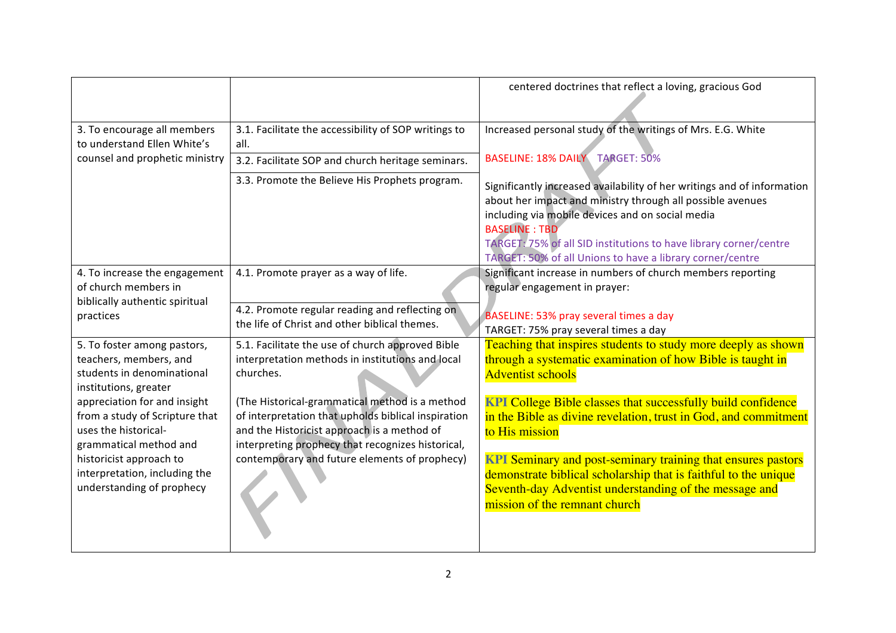| | | |
|---|---|---|
| | | centered doctrines that reflect a loving, gracious God |
| 3. To encourage all members to understand Ellen White's counsel and prophetic ministry | 3.1. Facilitate the accessibility of SOP writings to all.<br>3.2. Facilitate SOP and church heritage seminars.<br>3.3. Promote the Believe His Prophets program. | Increased personal study of the writings of Mrs. E.G. White<br><br>BASELINE: 18% DAILY TARGET: 50%<br><br>Significantly increased availability of her writings and of information about her impact and ministry through all possible avenues including via mobile devices and on social media<br>BASELINE : TBD<br>TARGET: 75% of all SID institutions to have library corner/centre<br>TARGET: 50% of all Unions to have a library corner/centre |
| 4. To increase the engagement of church members in biblically authentic spiritual practices | 4.1. Promote prayer as a way of life.<br>4.2. Promote regular reading and reflecting on the life of Christ and other biblical themes. | Significant increase in numbers of church members reporting regular engagement in prayer:<br><br>BASELINE: 53% pray several times a day<br>TARGET: 75% pray several times a day |
| 5. To foster among pastors, teachers, members, and students in denominational institutions, greater appreciation for and insight from a study of Scripture that uses the historical-grammatical method and historicist approach to interpretation, including the understanding of prophecy | 5.1. Facilitate the use of church approved Bible interpretation methods in institutions and local churches.<br><br>(The Historical-grammatical method is a method of interpretation that upholds biblical inspiration and the Historicist approach is a method of interpreting prophecy that recognizes historical, contemporary and future elements of prophecy) | Teaching that inspires students to study more deeply as shown through a systematic examination of how Bible is taught in Adventist schools<br><br>**KPI** College Bible classes that successfully build confidence in the Bible as divine revelation, trust in God, and commitment to His mission<br><br>**KPI** Seminary and post-seminary training that ensures pastors demonstrate biblical scholarship that is faithful to the unique Seventh-day Adventist understanding of the message and mission of the remnant church |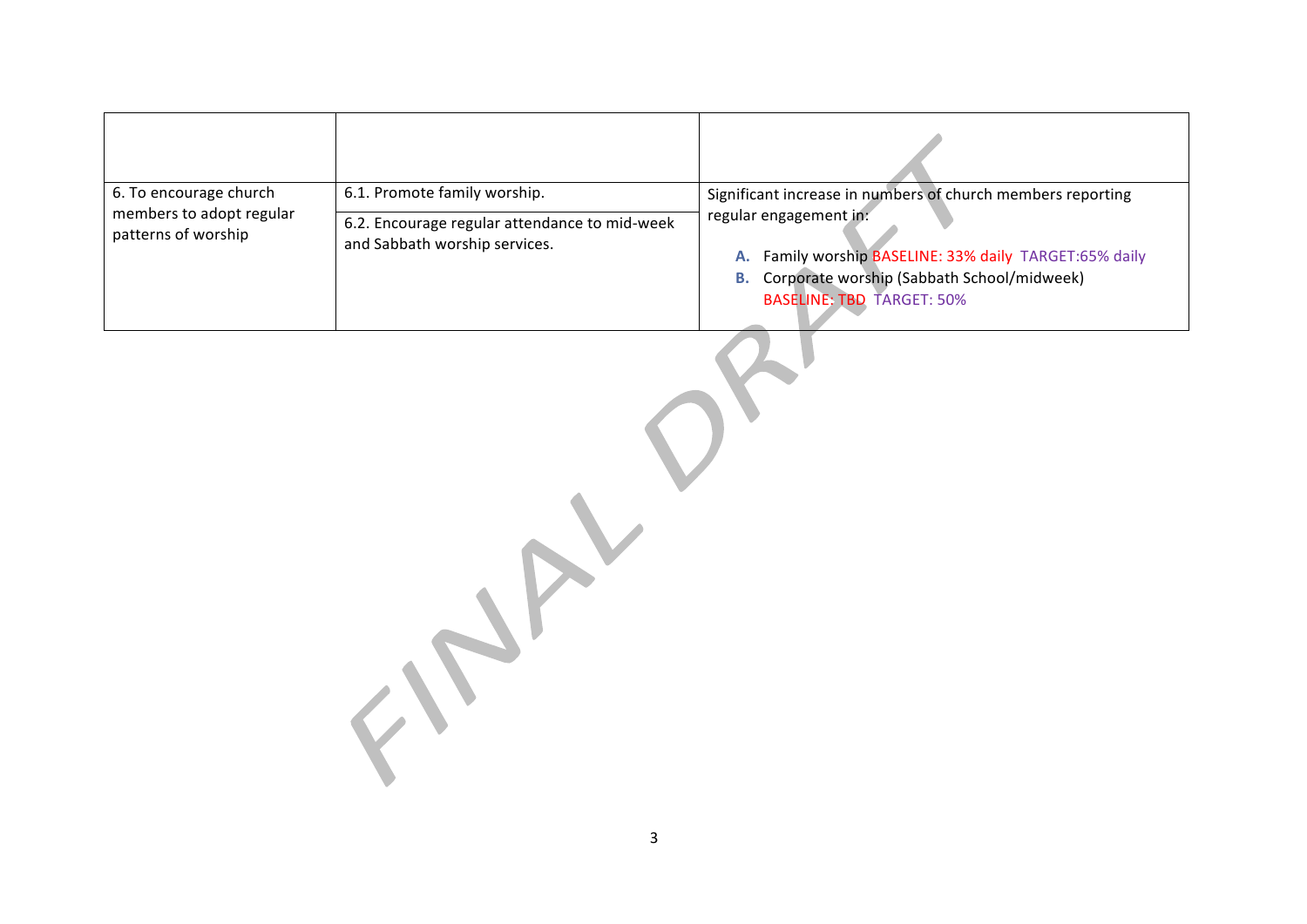| | | |
|---|---|---|
| 6. To encourage church members to adopt regular patterns of worship | 6.1. Promote family worship.<br>6.2. Encourage regular attendance to mid-week and Sabbath worship services. | Significant increase in numbers of church members reporting regular engagement in:<br>**A.** Family worship BASELINE: 33% daily TARGET:65% daily<br>**B.** Corporate worship (Sabbath School/midweek) BASELINE: TBD TARGET: 50% |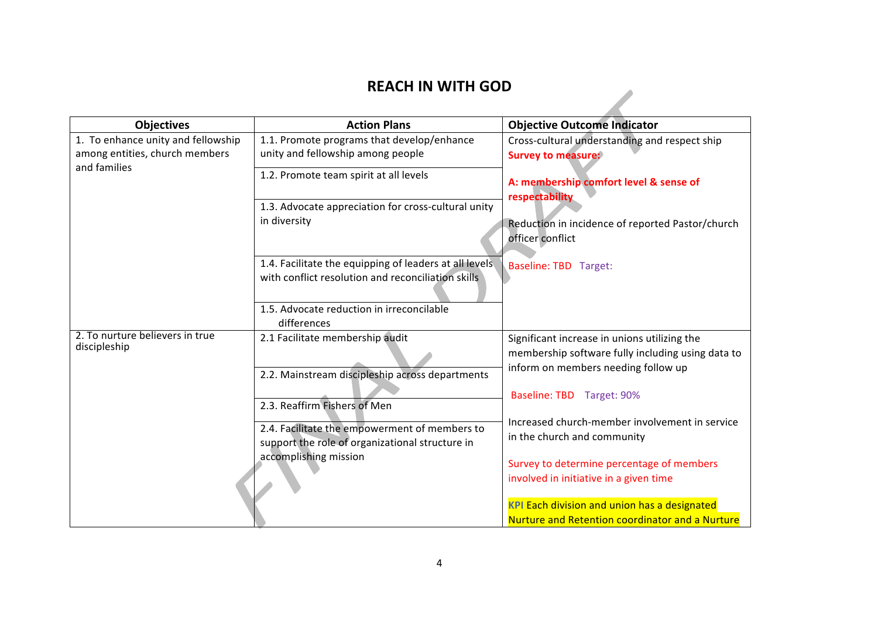# REACH IN WITH GOD

| Objectives | Action Plans | Objective Outcome Indicator |
|---|---|---|
| 1. To enhance unity and fellowship among entities, church members and families | 1.1. Promote programs that develop/enhance unity and fellowship among people | Cross-cultural understanding and respect ship<br>**Survey to measure:**<br>**A: membership comfort level & sense of respectability** |
| | 1.2. Promote team spirit at all levels | |
| | 1.3. Advocate appreciation for cross-cultural unity in diversity | Reduction in incidence of reported Pastor/church officer conflict |
| | 1.4. Facilitate the equipping of leaders at all levels with conflict resolution and reconciliation skills | Baseline: TBD Target: |
| | 1.5. Advocate reduction in irreconcilable differences | |
| 2. To nurture believers in true discipleship | 2.1 Facilitate membership audit | Significant increase in unions utilizing the membership software fully including using data to inform on members needing follow up |
| | 2.2. Mainstream discipleship across departments | Baseline: TBD Target: 90% |
| | 2.3. Reaffirm Fishers of Men | Increased church-member involvement in service in the church and community |
| | 2.4. Facilitate the empowerment of members to support the role of organizational structure in accomplishing mission | Survey to determine percentage of members involved in initiative in a given time<br><br>KPI Each division and union has a designated Nurture and Retention coordinator and a Nurture |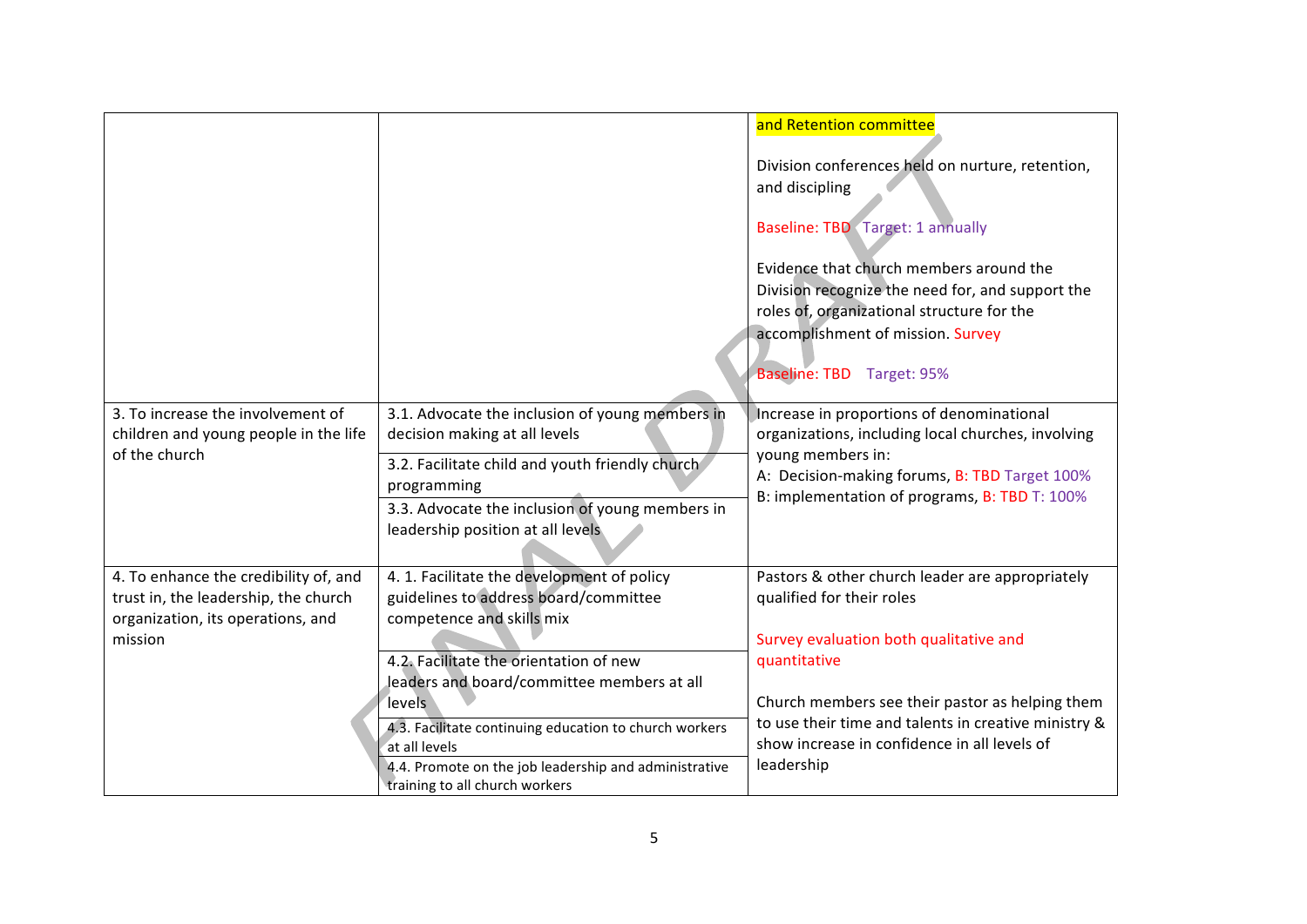| | | |
|---|---|---|
| | | and Retention committee<br><br>Division conferences held on nurture, retention, and discipling<br><br>Baseline: TBD Target: 1 annually<br><br>Evidence that church members around the Division recognize the need for, and support the roles of, organizational structure for the accomplishment of mission. Survey<br><br>Baseline: TBD Target: 95% |
| 3. To increase the involvement of children and young people in the life of the church | 3.1. Advocate the inclusion of young members in decision making at all levels<br><br>3.2. Facilitate child and youth friendly church programming<br><br>3.3. Advocate the inclusion of young members in leadership position at all levels | Increase in proportions of denominational organizations, including local churches, involving young members in:<br>A: Decision-making forums, B: TBD Target 100%<br>B: implementation of programs, B: TBD T: 100% |
| 4. To enhance the credibility of, and trust in, the leadership, the church organization, its operations, and mission | 4. 1. Facilitate the development of policy guidelines to address board/committee competence and skills mix<br><br>4.2. Facilitate the orientation of new leaders and board/committee members at all levels<br><br>4.3. Facilitate continuing education to church workers at all levels<br><br>4.4. Promote on the job leadership and administrative training to all church workers | Pastors & other church leader are appropriately qualified for their roles<br><br>Survey evaluation both qualitative and quantitative<br><br>Church members see their pastor as helping them to use their time and talents in creative ministry & show increase in confidence in all levels of leadership |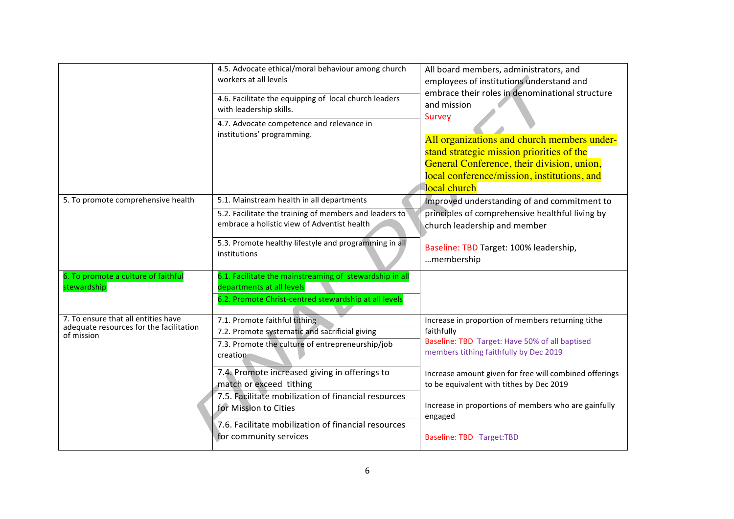| | | |
|---|---|---|
| | 4.5. Advocate ethical/moral behaviour among church workers at all levels<br>4.6. Facilitate the equipping of local church leaders with leadership skills.<br>4.7. Advocate competence and relevance in institutions' programming. | All board members, administrators, and employees of institutions understand and embrace their roles in denominational structure and mission<br>Survey<br><br>All organizations and church members understand strategic mission priorities of the General Conference, their division, union, local conference/mission, institutions, and local church |
| 5. To promote comprehensive health | 5.1. Mainstream health in all departments<br>5.2. Facilitate the training of members and leaders to embrace a holistic view of Adventist health<br>5.3. Promote healthy lifestyle and programming in all institutions | Improved understanding of and commitment to principles of comprehensive healthful living by church leadership and member<br><br>Baseline: TBD Target: 100% leadership, …membership |
| 6. To promote a culture of faithful stewardship | 6.1. Facilitate the mainstreaming of stewardship in all departments at all levels<br>6.2. Promote Christ-centred stewardship at all levels | |
| 7. To ensure that all entities have adequate resources for the facilitation of mission | 7.1. Promote faithful tithing<br>7.2. Promote systematic and sacrificial giving<br>7.3. Promote the culture of entrepreneurship/job creation<br>7.4. Promote increased giving in offerings to match or exceed tithing<br>7.5. Facilitate mobilization of financial resources for Mission to Cities<br>7.6. Facilitate mobilization of financial resources for community services | Increase in proportion of members returning tithe faithfully<br>Baseline: TBD Target: Have 50% of all baptised members tithing faithfully by Dec 2019<br><br>Increase amount given for free will combined offerings to be equivalent with tithes by Dec 2019<br><br>Increase in proportions of members who are gainfully engaged<br><br>Baseline: TBD Target:TBD |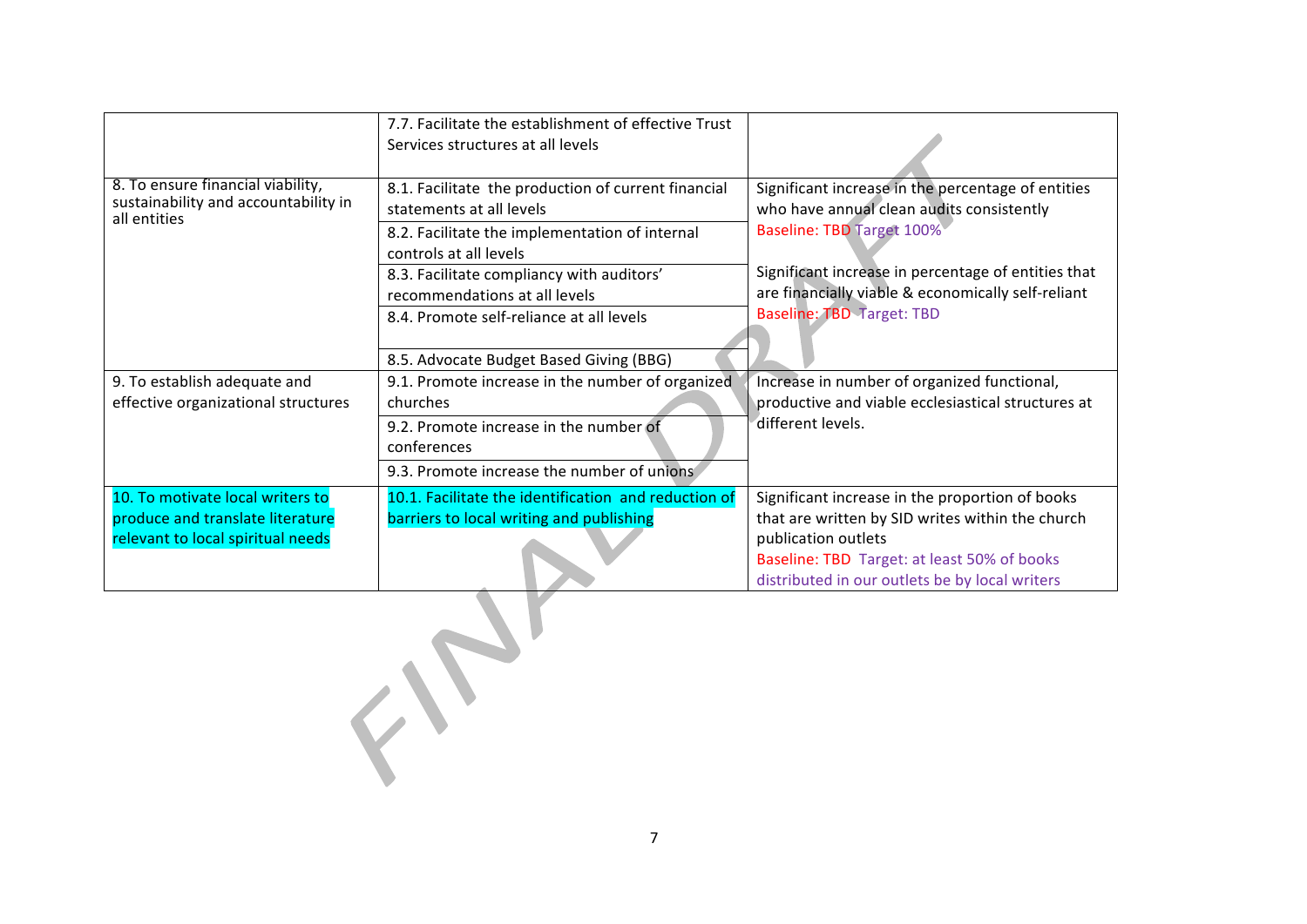| | | |
|---|---|---|
| | 7.7. Facilitate the establishment of effective Trust Services structures at all levels | |
| 8. To ensure financial viability, sustainability and accountability in all entities | 8.1. Facilitate the production of current financial statements at all levels | Significant increase in the percentage of entities who have annual clean audits consistently Baseline: TBD Target 100% Significant increase in percentage of entities that are financially viable & economically self-reliant Baseline: TBD Target: TBD |
| | 8.2. Facilitate the implementation of internal controls at all levels | |
| | 8.3. Facilitate compliancy with auditors' recommendations at all levels | |
| | 8.4. Promote self-reliance at all levels | |
| | 8.5. Advocate Budget Based Giving (BBG) | |
| 9. To establish adequate and effective organizational structures | 9.1. Promote increase in the number of organized churches | Increase in number of organized functional, productive and viable ecclesiastical structures at different levels. |
| | 9.2. Promote increase in the number of conferences | |
| | 9.3. Promote increase the number of unions | |
| 10. To motivate local writers to produce and translate literature relevant to local spiritual needs | 10.1. Facilitate the identification and reduction of barriers to local writing and publishing | Significant increase in the proportion of books that are written by SID writes within the church publication outlets Baseline: TBD Target: at least 50% of books distributed in our outlets be by local writers |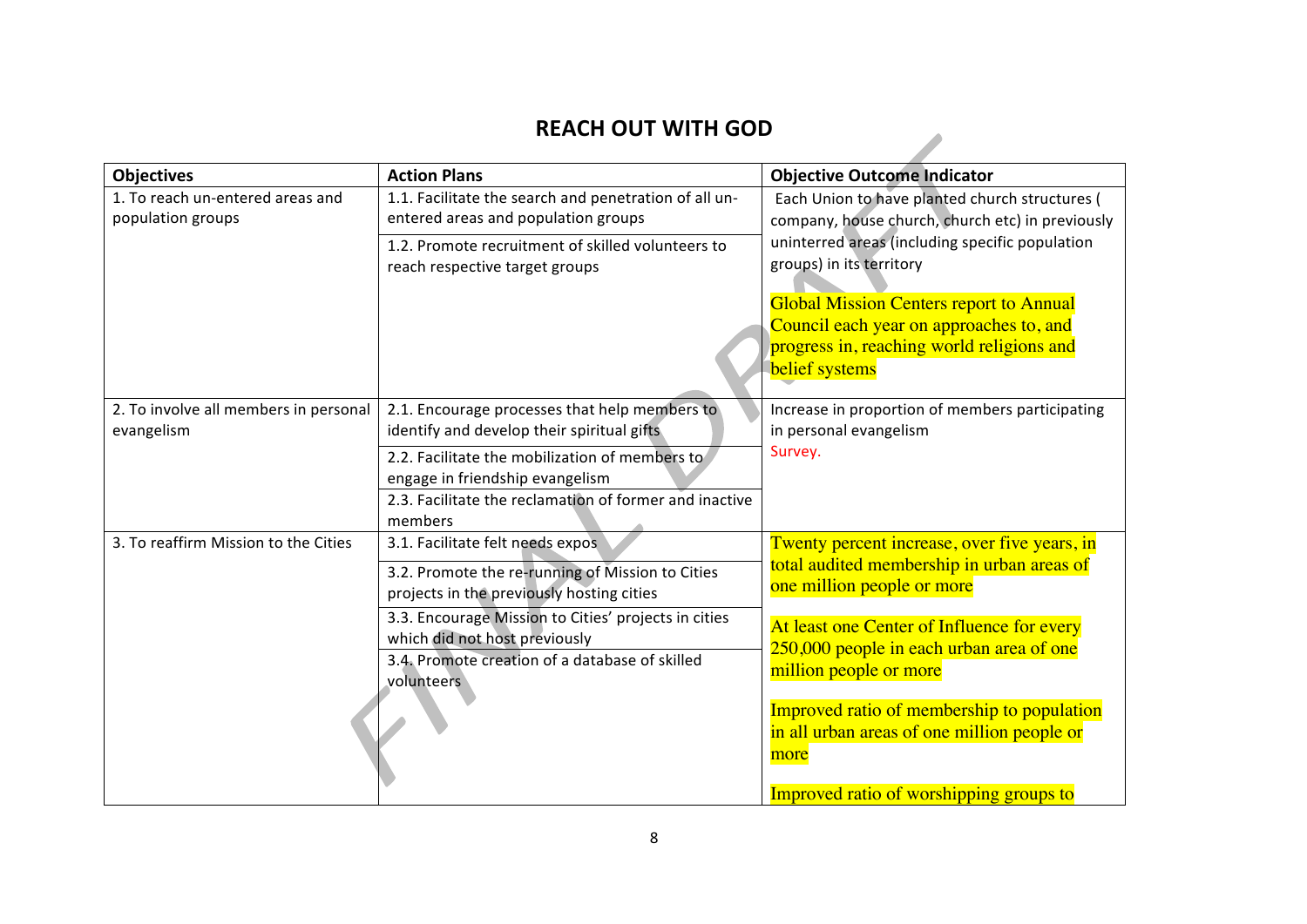## REACH OUT WITH GOD

| Objectives | Action Plans | Objective Outcome Indicator |
|---|---|---|
| 1. To reach un-entered areas and population groups | 1.1. Facilitate the search and penetration of all un-entered areas and population groups | Each Union to have planted church structures ( company, house church, church etc) in previously uninterred areas (including specific population groups) in its territory<br><br>Global Mission Centers report to Annual Council each year on approaches to, and progress in, reaching world religions and belief systems |
| | 1.2. Promote recruitment of skilled volunteers to reach respective target groups | |
| 2. To involve all members in personal evangelism | 2.1. Encourage processes that help members to identify and develop their spiritual gifts | Increase in proportion of members participating in personal evangelism<br>Survey. |
| | 2.2. Facilitate the mobilization of members to engage in friendship evangelism | |
| | 2.3. Facilitate the reclamation of former and inactive members | |
| 3. To reaffirm Mission to the Cities | 3.1. Facilitate felt needs expos | Twenty percent increase, over five years, in total audited membership in urban areas of one million people or more<br><br>At least one Center of Influence for every 250,000 people in each urban area of one million people or more<br><br>Improved ratio of membership to population in all urban areas of one million people or more<br><br>Improved ratio of worshipping groups to |
| | 3.2. Promote the re-running of Mission to Cities projects in the previously hosting cities | |
| | 3.3. Encourage Mission to Cities' projects in cities which did not host previously | |
| | 3.4. Promote creation of a database of skilled volunteers | |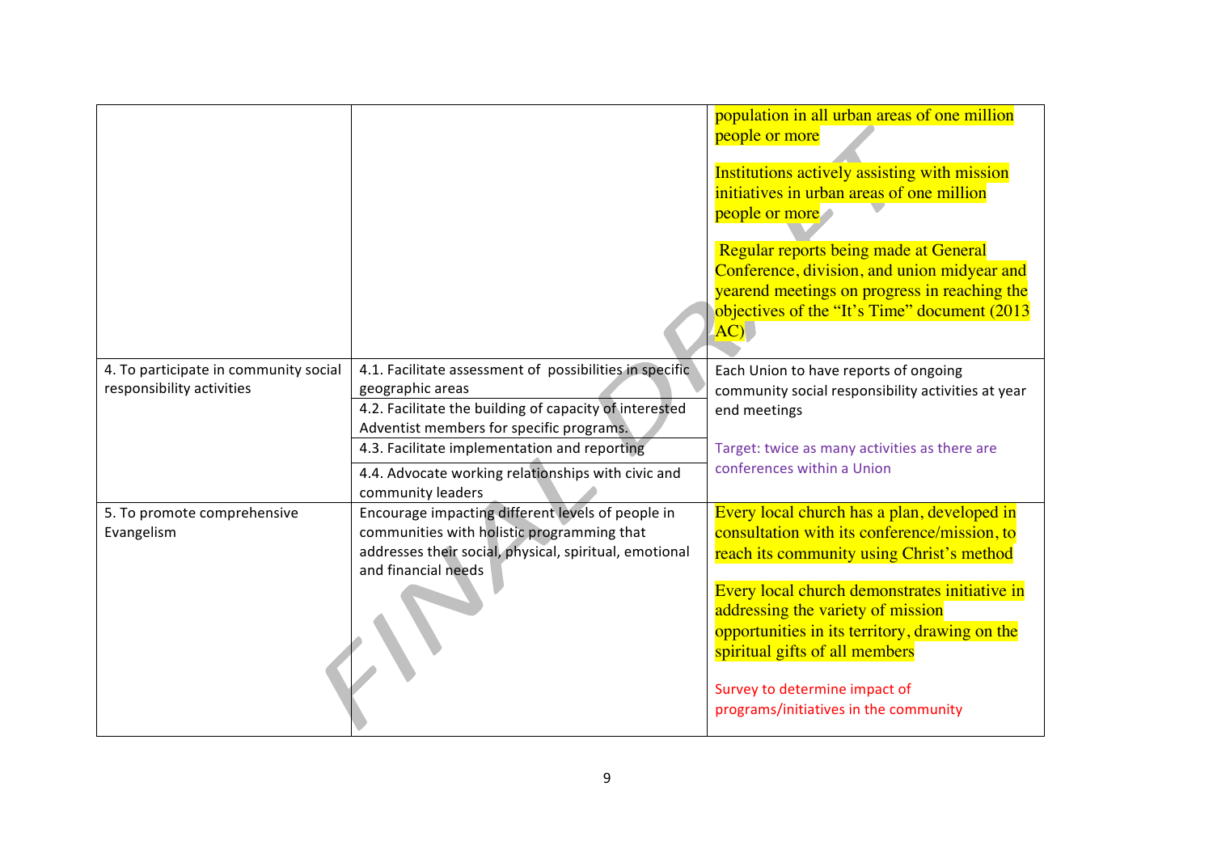| | | |
|---|---|---|
| | | population in all urban areas of one million people or more<br><br>Institutions actively assisting with mission initiatives in urban areas of one million people or more<br><br>Regular reports being made at General Conference, division, and union midyear and yearend meetings on progress in reaching the objectives of the "It's Time" document (2013 AC) |
| 4. To participate in community social responsibility activities | 4.1. Facilitate assessment of possibilities in specific geographic areas<br>4.2. Facilitate the building of capacity of interested Adventist members for specific programs<br>4.3. Facilitate implementation and reporting<br>4.4. Advocate working relationships with civic and community leaders | Each Union to have reports of ongoing community social responsibility activities at year end meetings<br><br>Target: twice as many activities as there are conferences within a Union |
| 5. To promote comprehensive Evangelism | Encourage impacting different levels of people in communities with holistic programming that addresses their social, physical, spiritual, emotional and financial needs | Every local church has a plan, developed in consultation with its conference/mission, to reach its community using Christ's method<br><br>Every local church demonstrates initiative in addressing the variety of mission opportunities in its territory, drawing on the spiritual gifts of all members<br><br>Survey to determine impact of programs/initiatives in the community |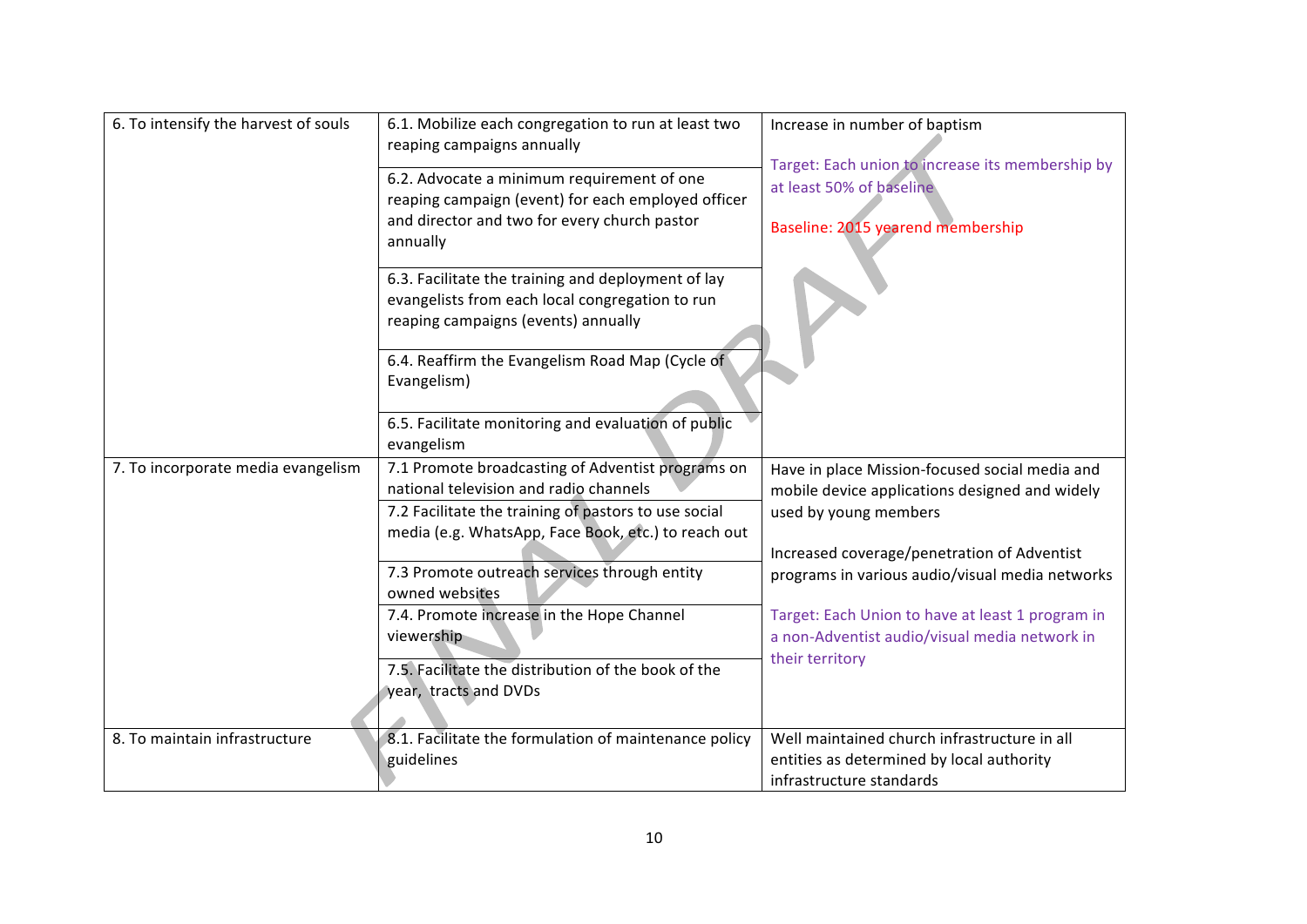| | | |
|---|---|---|
| 6. To intensify the harvest of souls | 6.1. Mobilize each congregation to run at least two reaping campaigns annually | Increase in number of baptism<br><br>Target: Each union to increase its membership by at least 50% of baseline<br><br>Baseline: 2015 yearend membership |
| | 6.2. Advocate a minimum requirement of one reaping campaign (event) for each employed officer and director and two for every church pastor annually | |
| | 6.3. Facilitate the training and deployment of lay evangelists from each local congregation to run reaping campaigns (events) annually | |
| | 6.4. Reaffirm the Evangelism Road Map (Cycle of Evangelism) | |
| | 6.5. Facilitate monitoring and evaluation of public evangelism | |
| 7. To incorporate media evangelism | 7.1 Promote broadcasting of Adventist programs on national television and radio channels | Have in place Mission-focused social media and mobile device applications designed and widely used by young members<br><br>Increased coverage/penetration of Adventist programs in various audio/visual media networks<br><br>Target: Each Union to have at least 1 program in a non-Adventist audio/visual media network in their territory |
| | 7.2 Facilitate the training of pastors to use social media (e.g. WhatsApp, Face Book, etc.) to reach out | |
| | 7.3 Promote outreach services through entity owned websites | |
| | 7.4. Promote increase in the Hope Channel viewership | |
| | 7.5. Facilitate the distribution of the book of the year, tracts and DVDs | |
| 8. To maintain infrastructure | 8.1. Facilitate the formulation of maintenance policy guidelines | Well maintained church infrastructure in all entities as determined by local authority infrastructure standards |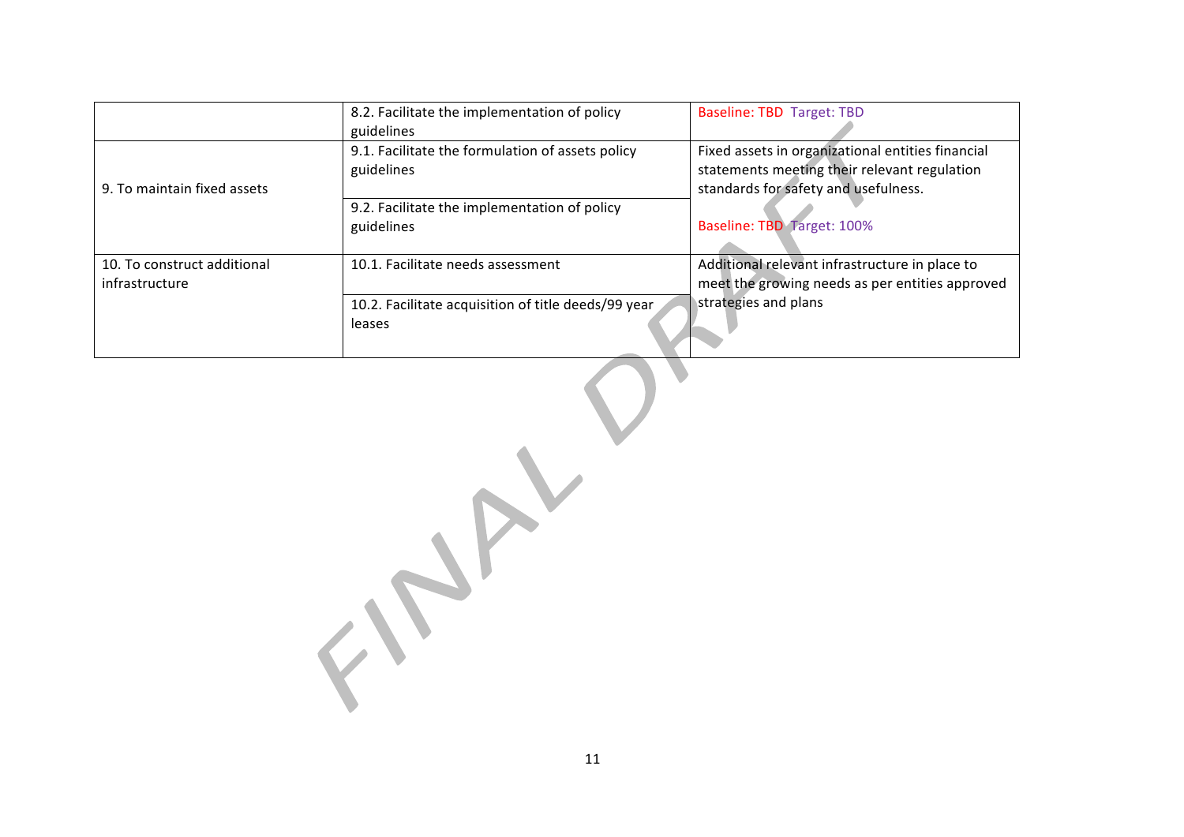| | | |
|---|---|---|
| | 8.2. Facilitate the implementation of policy guidelines | Baseline: TBD Target: TBD |
| 9. To maintain fixed assets | 9.1. Facilitate the formulation of assets policy guidelines | Fixed assets in organizational entities financial statements meeting their relevant regulation standards for safety and usefulness.<br><br>Baseline: TBD Target: 100% |
| | 9.2. Facilitate the implementation of policy guidelines | |
| 10. To construct additional infrastructure | 10.1. Facilitate needs assessment | Additional relevant infrastructure in place to meet the growing needs as per entities approved strategies and plans |
| | 10.2. Facilitate acquisition of title deeds/99 year leases | |